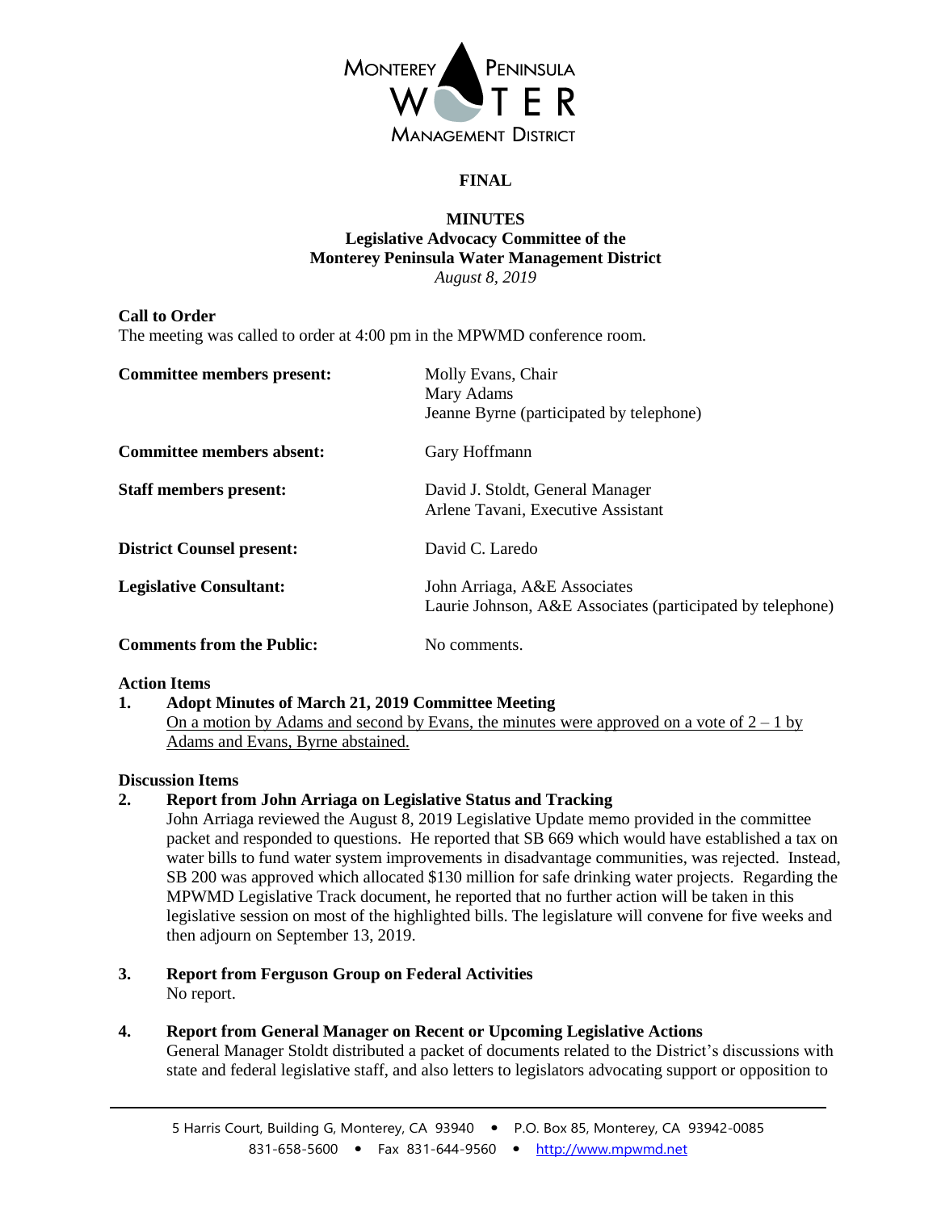MONTEREY PENINSULA WATER MANAGEMENT DISTRICT

**FINAL**

**MINUTES**
**Legislative Advocacy Committee of the**
**Monterey Peninsula Water Management District**
*August 8, 2019*

**Call to Order**
The meeting was called to order at 4:00 pm in the MPWMD conference room.

| | |
|---|---|
| **Committee members present:** | Molly Evans, Chair<br>Mary Adams<br>Jeanne Byrne (participated by telephone) |
| **Committee members absent:** | Gary Hoffmann |
| **Staff members present:** | David J. Stoldt, General Manager<br>Arlene Tavani, Executive Assistant |
| **District Counsel present:** | David C. Laredo |
| **Legislative Consultant:** | John Arriaga, A&E Associates<br>Laurie Johnson, A&E Associates (participated by telephone) |
| **Comments from the Public:** | No comments. |

**Action Items**

1. **Adopt Minutes of March 21, 2019 Committee Meeting**
   On a motion by Adams and second by Evans, the minutes were approved on a vote of 2 – 1 by Adams and Evans, Byrne abstained.

**Discussion Items**

2. **Report from John Arriaga on Legislative Status and Tracking**
   John Arriaga reviewed the August 8, 2019 Legislative Update memo provided in the committee packet and responded to questions. He reported that SB 669 which would have established a tax on water bills to fund water system improvements in disadvantage communities, was rejected. Instead, SB 200 was approved which allocated $130 million for safe drinking water projects. Regarding the MPWMD Legislative Track document, he reported that no further action will be taken in this legislative session on most of the highlighted bills. The legislature will convene for five weeks and then adjourn on September 13, 2019.

3. **Report from Ferguson Group on Federal Activities**
   No report.

4. **Report from General Manager on Recent or Upcoming Legislative Actions**
   General Manager Stoldt distributed a packet of documents related to the District's discussions with state and federal legislative staff, and also letters to legislators advocating support or opposition to

5 Harris Court, Building G, Monterey, CA 93940 • P.O. Box 85, Monterey, CA 93942-0085
831-658-5600 • Fax 831-644-9560 • http://www.mpwmd.net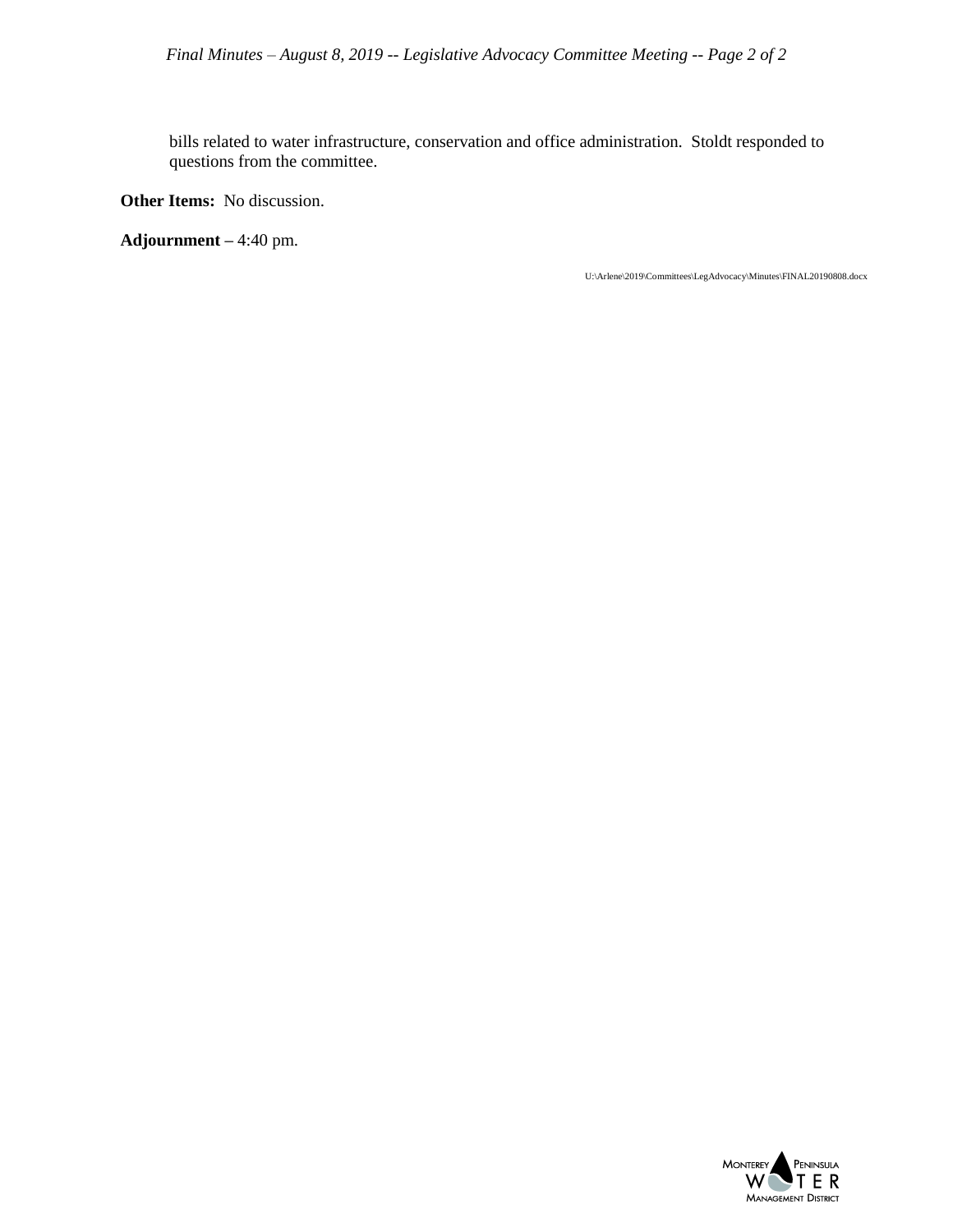bills related to water infrastructure, conservation and office administration. Stoldt responded to questions from the committee.

**Other Items:** No discussion.

**Adjournment –** 4:40 pm.

U:\Arlene\2019\Committees\LegAdvocacy\Minutes\FINAL20190808.docx